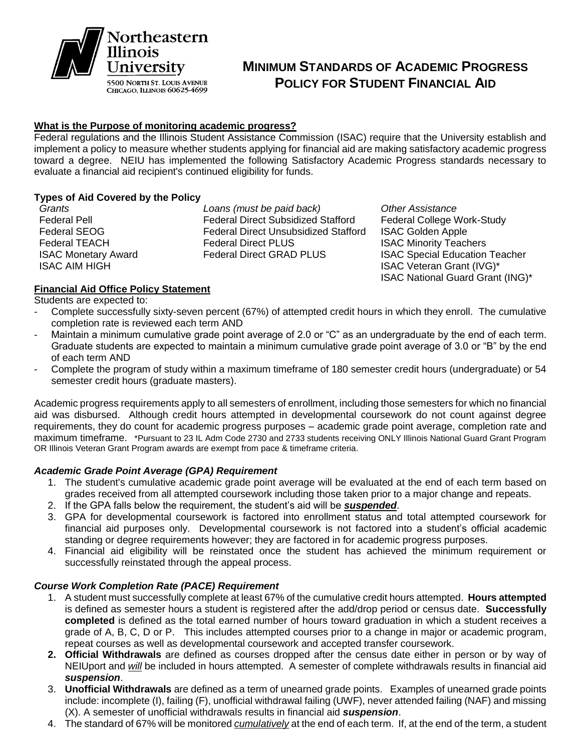Northeastern Illinois University
5500 North St. Louis Avenue
Chicago, Illinois 60625-4699

# Minimum Standards of Academic Progress Policy for Student Financial Aid

**What is the Purpose of monitoring academic progress?**

Federal regulations and the Illinois Student Assistance Commission (ISAC) require that the University establish and implement a policy to measure whether students applying for financial aid are making satisfactory academic progress toward a degree. NEIU has implemented the following Satisfactory Academic Progress standards necessary to evaluate a financial aid recipient's continued eligibility for funds.

**Types of Aid Covered by the Policy**

| *Grants* | *Loans (must be paid back)* | *Other Assistance* |
|---|---|---|
| Federal Pell | Federal Direct Subsidized Stafford | Federal College Work-Study |
| Federal SEOG | Federal Direct Unsubsidized Stafford | ISAC Golden Apple |
| Federal TEACH | Federal Direct PLUS | ISAC Minority Teachers |
| ISAC Monetary Award | Federal Direct GRAD PLUS | ISAC Special Education Teacher |
| ISAC AIM HIGH | | ISAC Veteran Grant (IVG)* |
| | | ISAC National Guard Grant (ING)* |

**Financial Aid Office Policy Statement**

Students are expected to:

- Complete successfully sixty-seven percent (67%) of attempted credit hours in which they enroll. The cumulative completion rate is reviewed each term AND
- Maintain a minimum cumulative grade point average of 2.0 or "C" as an undergraduate by the end of each term. Graduate students are expected to maintain a minimum cumulative grade point average of 3.0 or "B" by the end of each term AND
- Complete the program of study within a maximum timeframe of 180 semester credit hours (undergraduate) or 54 semester credit hours (graduate masters).

Academic progress requirements apply to all semesters of enrollment, including those semesters for which no financial aid was disbursed. Although credit hours attempted in developmental coursework do not count against degree requirements, they do count for academic progress purposes – academic grade point average, completion rate and maximum timeframe. *Pursuant to 23 IL Adm Code 2730 and 2733 students receiving ONLY Illinois National Guard Grant Program OR Illinois Veteran Grant Program awards are exempt from pace & timeframe criteria.

***Academic Grade Point Average (GPA) Requirement***

1. The student's cumulative academic grade point average will be evaluated at the end of each term based on grades received from all attempted coursework including those taken prior to a major change and repeats.
2. If the GPA falls below the requirement, the student's aid will be ***suspended***.
3. GPA for developmental coursework is factored into enrollment status and total attempted coursework for financial aid purposes only. Developmental coursework is not factored into a student's official academic standing or degree requirements however; they are factored in for academic progress purposes.
4. Financial aid eligibility will be reinstated once the student has achieved the minimum requirement or successfully reinstated through the appeal process.

***Course Work Completion Rate (PACE) Requirement***

1. A student must successfully complete at least 67% of the cumulative credit hours attempted. **Hours attempted** is defined as semester hours a student is registered after the add/drop period or census date. **Successfully completed** is defined as the total earned number of hours toward graduation in which a student receives a grade of A, B, C, D or P. This includes attempted courses prior to a change in major or academic program, repeat courses as well as developmental coursework and accepted transfer coursework.
2. **Official Withdrawals** are defined as courses dropped after the census date either in person or by way of NEIUport and *will* be included in hours attempted. A semester of complete withdrawals results in financial aid ***suspension***.
3. **Unofficial Withdrawals** are defined as a term of unearned grade points. Examples of unearned grade points include: incomplete (I), failing (F), unofficial withdrawal failing (UWF), never attended failing (NAF) and missing (X). A semester of unofficial withdrawals results in financial aid ***suspension***.
4. The standard of 67% will be monitored *cumulatively* at the end of each term. If, at the end of the term, a student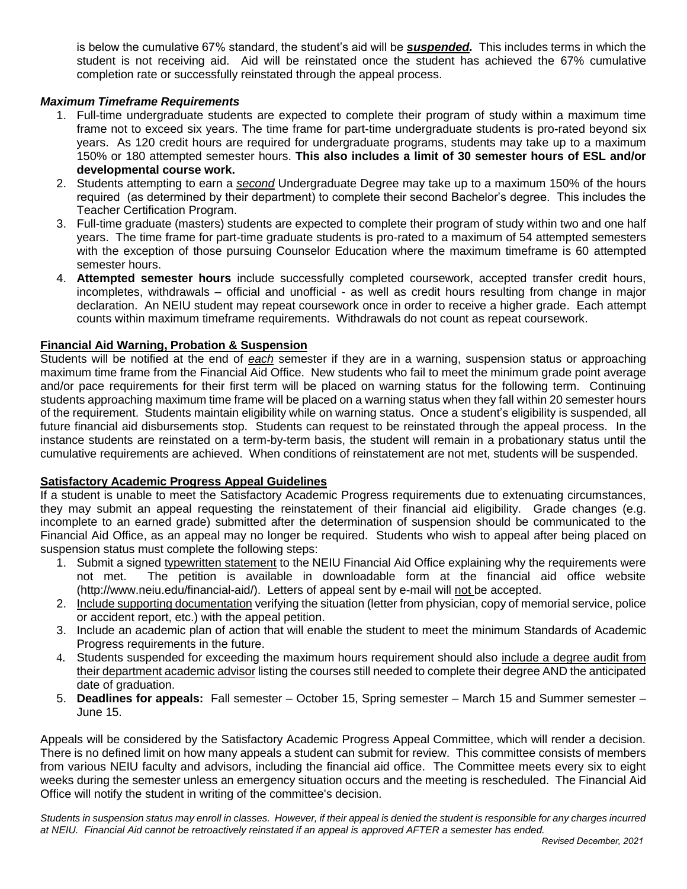is below the cumulative 67% standard, the student's aid will be ***suspended.*** This includes terms in which the student is not receiving aid. Aid will be reinstated once the student has achieved the 67% cumulative completion rate or successfully reinstated through the appeal process.

### *Maximum Timeframe Requirements*

1. Full-time undergraduate students are expected to complete their program of study within a maximum time frame not to exceed six years. The time frame for part-time undergraduate students is pro-rated beyond six years. As 120 credit hours are required for undergraduate programs, students may take up to a maximum 150% or 180 attempted semester hours. **This also includes a limit of 30 semester hours of ESL and/or developmental course work.**
2. Students attempting to earn a ***second*** Undergraduate Degree may take up to a maximum 150% of the hours required (as determined by their department) to complete their second Bachelor's degree. This includes the Teacher Certification Program.
3. Full-time graduate (masters) students are expected to complete their program of study within two and one half years. The time frame for part-time graduate students is pro-rated to a maximum of 54 attempted semesters with the exception of those pursuing Counselor Education where the maximum timeframe is 60 attempted semester hours.
4. **Attempted semester hours** include successfully completed coursework, accepted transfer credit hours, incompletes, withdrawals – official and unofficial - as well as credit hours resulting from change in major declaration. An NEIU student may repeat coursework once in order to receive a higher grade. Each attempt counts within maximum timeframe requirements. Withdrawals do not count as repeat coursework.

### Financial Aid Warning, Probation & Suspension

Students will be notified at the end of ***each*** semester if they are in a warning, suspension status or approaching maximum time frame from the Financial Aid Office. New students who fail to meet the minimum grade point average and/or pace requirements for their first term will be placed on warning status for the following term. Continuing students approaching maximum time frame will be placed on a warning status when they fall within 20 semester hours of the requirement. Students maintain eligibility while on warning status. Once a student's eligibility is suspended, all future financial aid disbursements stop. Students can request to be reinstated through the appeal process. In the instance students are reinstated on a term-by-term basis, the student will remain in a probationary status until the cumulative requirements are achieved. When conditions of reinstatement are not met, students will be suspended.

### Satisfactory Academic Progress Appeal Guidelines

If a student is unable to meet the Satisfactory Academic Progress requirements due to extenuating circumstances, they may submit an appeal requesting the reinstatement of their financial aid eligibility. Grade changes (e.g. incomplete to an earned grade) submitted after the determination of suspension should be communicated to the Financial Aid Office, as an appeal may no longer be required. Students who wish to appeal after being placed on suspension status must complete the following steps:

1. Submit a signed typewritten statement to the NEIU Financial Aid Office explaining why the requirements were not met. The petition is available in downloadable form at the financial aid office website (http://www.neiu.edu/financial-aid/). Letters of appeal sent by e-mail will not be accepted.
2. Include supporting documentation verifying the situation (letter from physician, copy of memorial service, police or accident report, etc.) with the appeal petition.
3. Include an academic plan of action that will enable the student to meet the minimum Standards of Academic Progress requirements in the future.
4. Students suspended for exceeding the maximum hours requirement should also include a degree audit from their department academic advisor listing the courses still needed to complete their degree AND the anticipated date of graduation.
5. **Deadlines for appeals:** Fall semester – October 15, Spring semester – March 15 and Summer semester – June 15.

Appeals will be considered by the Satisfactory Academic Progress Appeal Committee, which will render a decision. There is no defined limit on how many appeals a student can submit for review. This committee consists of members from various NEIU faculty and advisors, including the financial aid office. The Committee meets every six to eight weeks during the semester unless an emergency situation occurs and the meeting is rescheduled. The Financial Aid Office will notify the student in writing of the committee's decision.

*Students in suspension status may enroll in classes. However, if their appeal is denied the student is responsible for any charges incurred at NEIU. Financial Aid cannot be retroactively reinstated if an appeal is approved AFTER a semester has ended.*

*Revised December, 2021*